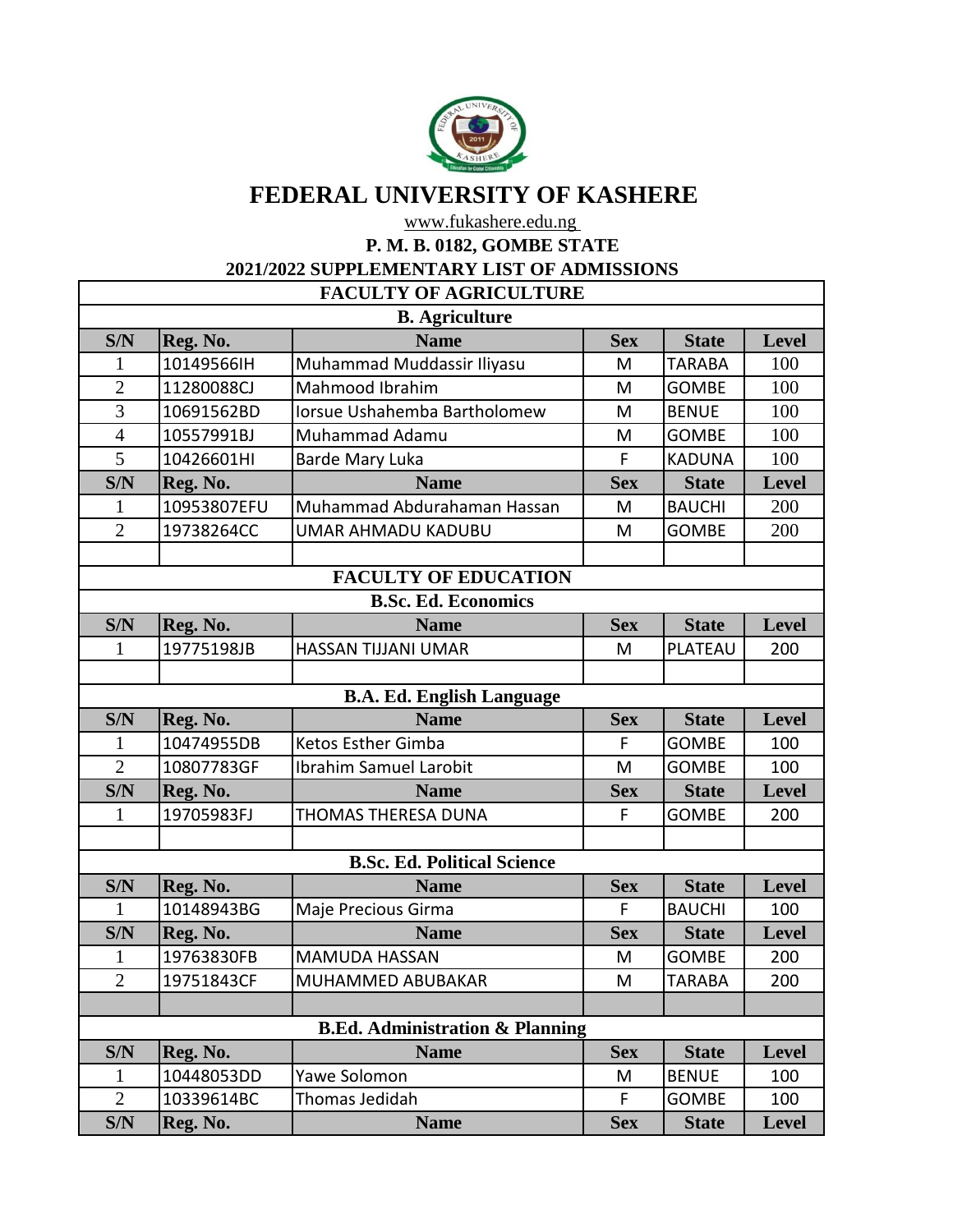# FEDERAL UNIVERSITY OF KASHERE

www.fukashere.edu.ng

**P. M. B. 0182, GOMBE STATE**

**2021/2022 SUPPLEMENTARY LIST OF ADMISSIONS**

## FACULTY OF AGRICULTURE

### B. Agriculture

| S/N | Reg. No. | Name | Sex | State | Level |
|---|---|---|---|---|---|
| 1 | 10149566IH | Muhammad Muddassir Iliyasu | M | TARABA | 100 |
| 2 | 11280088CJ | Mahmood Ibrahim | M | GOMBE | 100 |
| 3 | 10691562BD | Iorsue Ushahemba Bartholomew | M | BENUE | 100 |
| 4 | 10557991BJ | Muhammad Adamu | M | GOMBE | 100 |
| 5 | 10426601HI | Barde Mary Luka | F | KADUNA | 100 |

| S/N | Reg. No. | Name | Sex | State | Level |
|---|---|---|---|---|---|
| 1 | 10953807EFU | Muhammad Abdurahaman Hassan | M | BAUCHI | 200 |
| 2 | 19738264CC | UMAR AHMADU KADUBU | M | GOMBE | 200 |

## FACULTY OF EDUCATION

### B.Sc. Ed. Economics

| S/N | Reg. No. | Name | Sex | State | Level |
|---|---|---|---|---|---|
| 1 | 19775198JB | HASSAN TIJJANI UMAR | M | PLATEAU | 200 |

### B.A. Ed. English Language

| S/N | Reg. No. | Name | Sex | State | Level |
|---|---|---|---|---|---|
| 1 | 10474955DB | Ketos Esther Gimba | F | GOMBE | 100 |
| 2 | 10807783GF | Ibrahim Samuel Larobit | M | GOMBE | 100 |

| S/N | Reg. No. | Name | Sex | State | Level |
|---|---|---|---|---|---|
| 1 | 19705983FJ | THOMAS THERESA DUNA | F | GOMBE | 200 |

### B.Sc. Ed. Political Science

| S/N | Reg. No. | Name | Sex | State | Level |
|---|---|---|---|---|---|
| 1 | 10148943BG | Maje Precious Girma | F | BAUCHI | 100 |

| S/N | Reg. No. | Name | Sex | State | Level |
|---|---|---|---|---|---|
| 1 | 19763830FB | MAMUDA HASSAN | M | GOMBE | 200 |
| 2 | 19751843CF | MUHAMMED ABUBAKAR | M | TARABA | 200 |

### B.Ed. Administration & Planning

| S/N | Reg. No. | Name | Sex | State | Level |
|---|---|---|---|---|---|
| 1 | 10448053DD | Yawe Solomon | M | BENUE | 100 |
| 2 | 10339614BC | Thomas Jedidah | F | GOMBE | 100 |

| S/N | Reg. No. | Name | Sex | State | Level |
|---|---|---|---|---|---|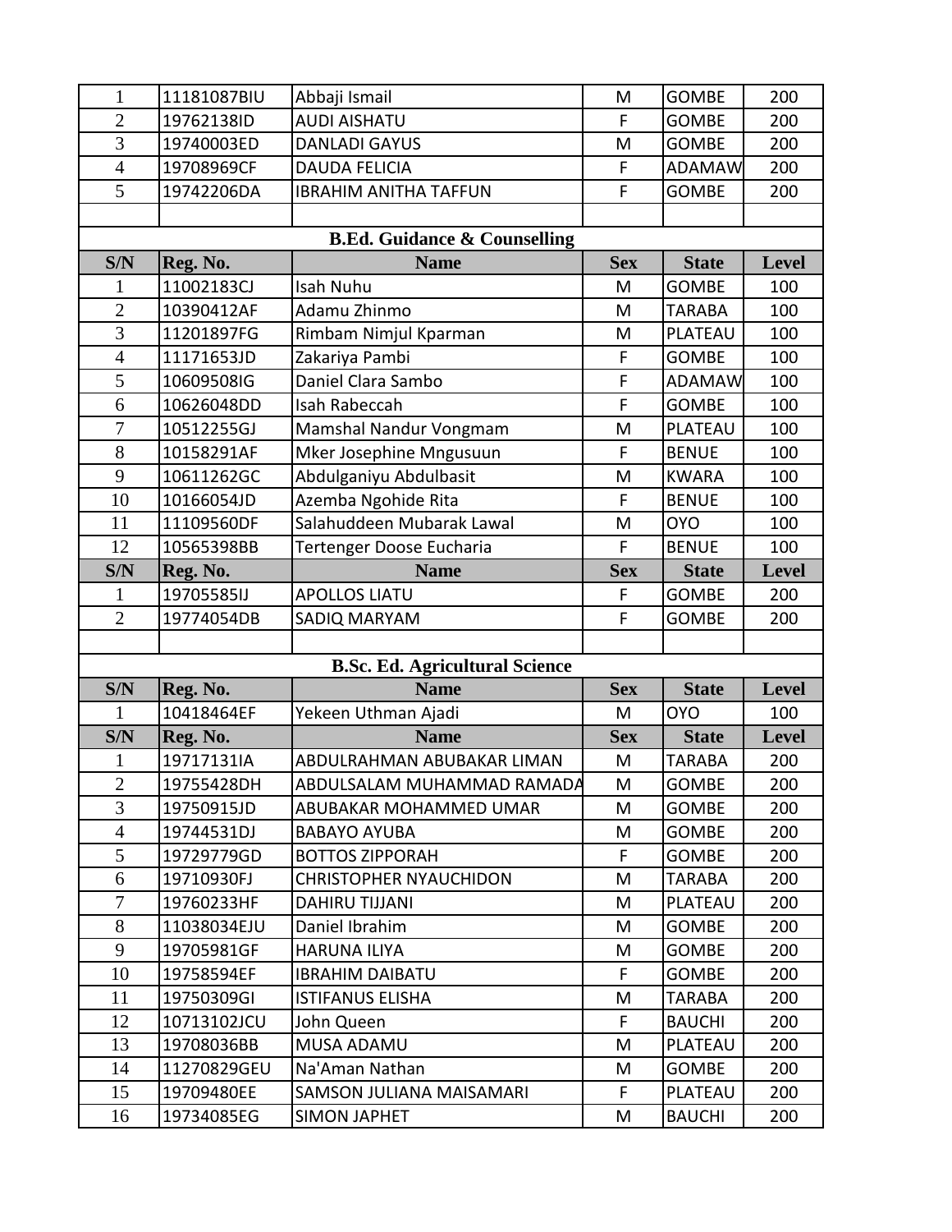| S/N | Reg. No. | Name | Sex | State | Level |
|---|---|---|---|---|---|
| 1 | 11181087BIU | Abbaji Ismail | M | GOMBE | 200 |
| 2 | 19762138ID | AUDI AISHATU | F | GOMBE | 200 |
| 3 | 19740003ED | DANLADI GAYUS | M | GOMBE | 200 |
| 4 | 19708969CF | DAUDA FELICIA | F | ADAMAW | 200 |
| 5 | 19742206DA | IBRAHIM ANITHA TAFFUN | F | GOMBE | 200 |

**B.Ed. Guidance & Counselling**

| S/N | Reg. No. | Name | Sex | State | Level |
|---|---|---|---|---|---|
| 1 | 11002183CJ | Isah Nuhu | M | GOMBE | 100 |
| 2 | 10390412AF | Adamu Zhinmo | M | TARABA | 100 |
| 3 | 11201897FG | Rimbam Nimjul Kparman | M | PLATEAU | 100 |
| 4 | 11171653JD | Zakariya Pambi | F | GOMBE | 100 |
| 5 | 10609508IG | Daniel Clara Sambo | F | ADAMAW | 100 |
| 6 | 10626048DD | Isah Rabeccah | F | GOMBE | 100 |
| 7 | 10512255GJ | Mamshal Nandur Vongmam | M | PLATEAU | 100 |
| 8 | 10158291AF | Mker Josephine Mngusuun | F | BENUE | 100 |
| 9 | 10611262GC | Abdulganiyu Abdulbasit | M | KWARA | 100 |
| 10 | 10166054JD | Azemba Ngohide Rita | F | BENUE | 100 |
| 11 | 11109560DF | Salahuddeen Mubarak Lawal | M | OYO | 100 |
| 12 | 10565398BB | Tertenger Doose Eucharia | F | BENUE | 100 |

| S/N | Reg. No. | Name | Sex | State | Level |
|---|---|---|---|---|---|
| 1 | 19705585IJ | APOLLOS LIATU | F | GOMBE | 200 |
| 2 | 19774054DB | SADIQ MARYAM | F | GOMBE | 200 |

**B.Sc. Ed. Agricultural Science**

| S/N | Reg. No. | Name | Sex | State | Level |
|---|---|---|---|---|---|
| 1 | 10418464EF | Yekeen Uthman Ajadi | M | OYO | 100 |

| S/N | Reg. No. | Name | Sex | State | Level |
|---|---|---|---|---|---|
| 1 | 19717131IA | ABDULRAHMAN ABUBAKAR LIMAN | M | TARABA | 200 |
| 2 | 19755428DH | ABDULSALAM MUHAMMAD RAMADA | M | GOMBE | 200 |
| 3 | 19750915JD | ABUBAKAR MOHAMMED UMAR | M | GOMBE | 200 |
| 4 | 19744531DJ | BABAYO AYUBA | M | GOMBE | 200 |
| 5 | 19729779GD | BOTTOS ZIPPORAH | F | GOMBE | 200 |
| 6 | 19710930FJ | CHRISTOPHER NYAUCHIDON | M | TARABA | 200 |
| 7 | 19760233HF | DAHIRU TIJJANI | M | PLATEAU | 200 |
| 8 | 11038034EJU | Daniel Ibrahim | M | GOMBE | 200 |
| 9 | 19705981GF | HARUNA ILIYA | M | GOMBE | 200 |
| 10 | 19758594EF | IBRAHIM DAIBATU | F | GOMBE | 200 |
| 11 | 19750309GI | ISTIFANUS ELISHA | M | TARABA | 200 |
| 12 | 10713102JCU | John Queen | F | BAUCHI | 200 |
| 13 | 19708036BB | MUSA ADAMU | M | PLATEAU | 200 |
| 14 | 11270829GEU | Na'Aman Nathan | M | GOMBE | 200 |
| 15 | 19709480EE | SAMSON JULIANA MAISAMARI | F | PLATEAU | 200 |
| 16 | 19734085EG | SIMON JAPHET | M | BAUCHI | 200 |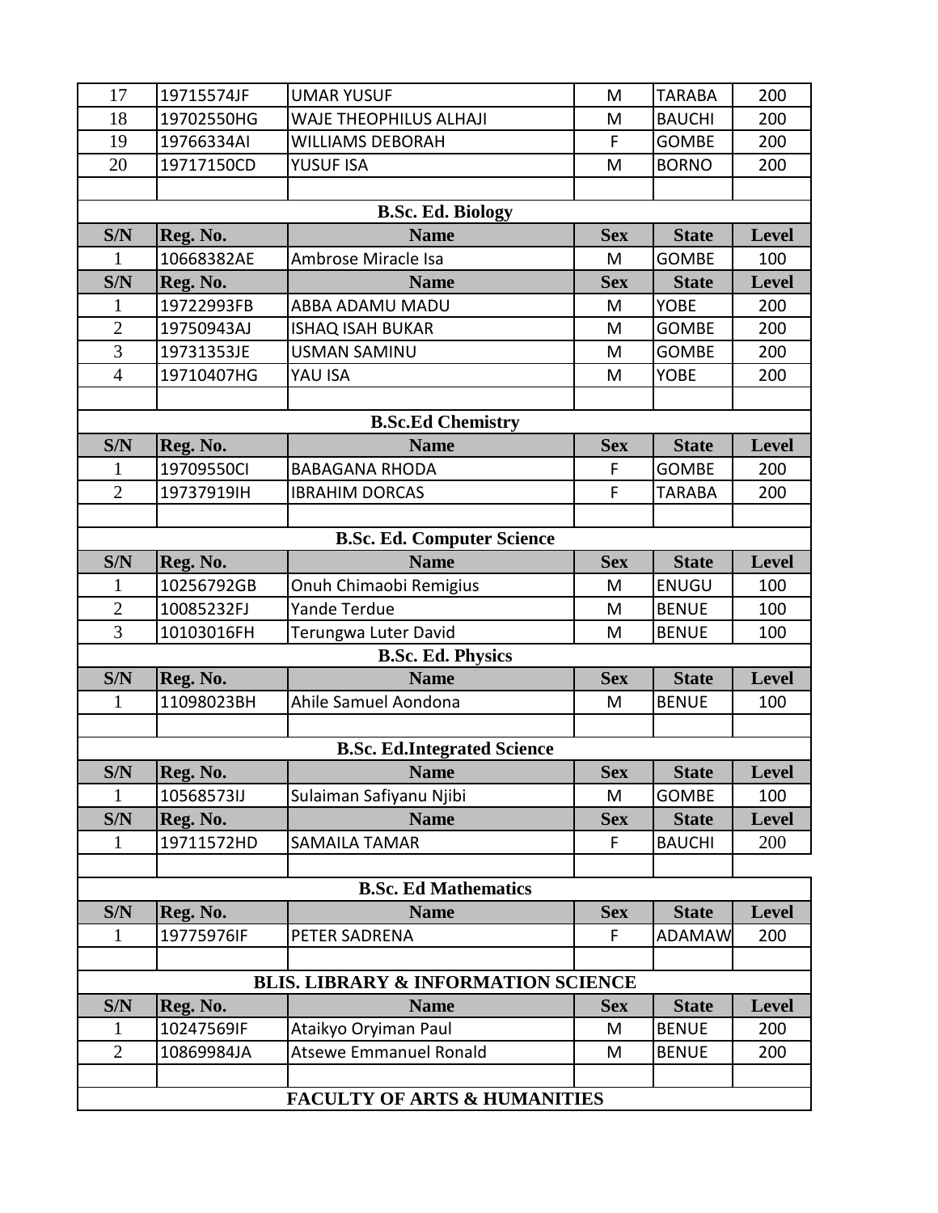| S/N | Reg. No. | Name | Sex | State | Level |
|---|---|---|---|---|---|
| 17 | 19715574JF | UMAR YUSUF | M | TARABA | 200 |
| 18 | 19702550HG | WAJE THEOPHILUS ALHAJI | M | BAUCHI | 200 |
| 19 | 19766334AI | WILLIAMS DEBORAH | F | GOMBE | 200 |
| 20 | 19717150CD | YUSUF ISA | M | BORNO | 200 |

**B.Sc. Ed. Biology**

| S/N | Reg. No. | Name | Sex | State | Level |
|---|---|---|---|---|---|
| 1 | 10668382AE | Ambrose Miracle Isa | M | GOMBE | 100 |

| S/N | Reg. No. | Name | Sex | State | Level |
|---|---|---|---|---|---|
| 1 | 19722993FB | ABBA ADAMU MADU | M | YOBE | 200 |
| 2 | 19750943AJ | ISHAQ ISAH BUKAR | M | GOMBE | 200 |
| 3 | 19731353JE | USMAN SAMINU | M | GOMBE | 200 |
| 4 | 19710407HG | YAU ISA | M | YOBE | 200 |

**B.Sc.Ed Chemistry**

| S/N | Reg. No. | Name | Sex | State | Level |
|---|---|---|---|---|---|
| 1 | 19709550CI | BABAGANA RHODA | F | GOMBE | 200 |
| 2 | 19737919IH | IBRAHIM DORCAS | F | TARABA | 200 |

**B.Sc. Ed. Computer Science**

| S/N | Reg. No. | Name | Sex | State | Level |
|---|---|---|---|---|---|
| 1 | 10256792GB | Onuh Chimaobi Remigius | M | ENUGU | 100 |
| 2 | 10085232FJ | Yande Terdue | M | BENUE | 100 |
| 3 | 10103016FH | Terungwa Luter David | M | BENUE | 100 |

**B.Sc. Ed. Physics**

| S/N | Reg. No. | Name | Sex | State | Level |
|---|---|---|---|---|---|
| 1 | 11098023BH | Ahile Samuel Aondona | M | BENUE | 100 |

**B.Sc. Ed.Integrated Science**

| S/N | Reg. No. | Name | Sex | State | Level |
|---|---|---|---|---|---|
| 1 | 10568573IJ | Sulaiman Safiyanu Njibi | M | GOMBE | 100 |

| S/N | Reg. No. | Name | Sex | State | Level |
|---|---|---|---|---|---|
| 1 | 19711572HD | SAMAILA TAMAR | F | BAUCHI | 200 |

**B.Sc. Ed Mathematics**

| S/N | Reg. No. | Name | Sex | State | Level |
|---|---|---|---|---|---|
| 1 | 19775976IF | PETER SADRENA | F | ADAMAW | 200 |

**BLIS. LIBRARY & INFORMATION SCIENCE**

| S/N | Reg. No. | Name | Sex | State | Level |
|---|---|---|---|---|---|
| 1 | 10247569IF | Ataikyo Oryiman Paul | M | BENUE | 200 |
| 2 | 10869984JA | Atsewe Emmanuel Ronald | M | BENUE | 200 |

## FACULTY OF ARTS & HUMANITIES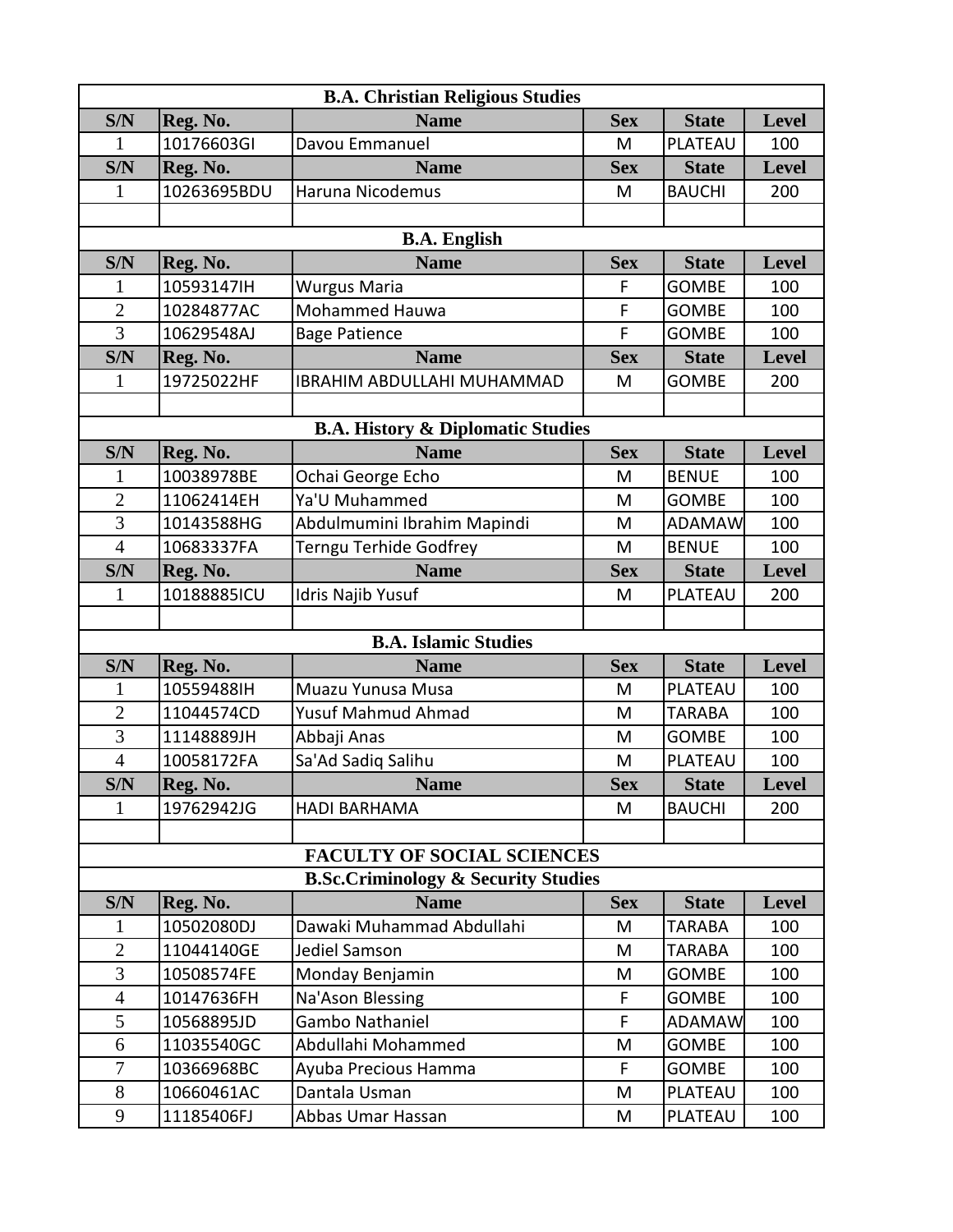**B.A. Christian Religious Studies**

| S/N | Reg. No. | Name | Sex | State | Level |
|---|---|---|---|---|---|
| 1 | 10176603GI | Davou Emmanuel | M | PLATEAU | 100 |

| S/N | Reg. No. | Name | Sex | State | Level |
|---|---|---|---|---|---|
| 1 | 10263695BDU | Haruna Nicodemus | M | BAUCHI | 200 |

**B.A. English**

| S/N | Reg. No. | Name | Sex | State | Level |
|---|---|---|---|---|---|
| 1 | 10593147IH | Wurgus Maria | F | GOMBE | 100 |
| 2 | 10284877AC | Mohammed Hauwa | F | GOMBE | 100 |
| 3 | 10629548AJ | Bage Patience | F | GOMBE | 100 |

| S/N | Reg. No. | Name | Sex | State | Level |
|---|---|---|---|---|---|
| 1 | 19725022HF | IBRAHIM ABDULLAHI MUHAMMAD | M | GOMBE | 200 |

**B.A. History & Diplomatic Studies**

| S/N | Reg. No. | Name | Sex | State | Level |
|---|---|---|---|---|---|
| 1 | 10038978BE | Ochai George Echo | M | BENUE | 100 |
| 2 | 11062414EH | Ya'U Muhammed | M | GOMBE | 100 |
| 3 | 10143588HG | Abdulmumini Ibrahim Mapindi | M | ADAMAW | 100 |
| 4 | 10683337FA | Terngu Terhide Godfrey | M | BENUE | 100 |

| S/N | Reg. No. | Name | Sex | State | Level |
|---|---|---|---|---|---|
| 1 | 10188885ICU | Idris Najib Yusuf | M | PLATEAU | 200 |

**B.A. Islamic Studies**

| S/N | Reg. No. | Name | Sex | State | Level |
|---|---|---|---|---|---|
| 1 | 10559488IH | Muazu Yunusa Musa | M | PLATEAU | 100 |
| 2 | 11044574CD | Yusuf Mahmud Ahmad | M | TARABA | 100 |
| 3 | 11148889JH | Abbaji Anas | M | GOMBE | 100 |
| 4 | 10058172FA | Sa'Ad Sadiq Salihu | M | PLATEAU | 100 |

| S/N | Reg. No. | Name | Sex | State | Level |
|---|---|---|---|---|---|
| 1 | 19762942JG | HADI BARHAMA | M | BAUCHI | 200 |

## FACULTY OF SOCIAL SCIENCES

**B.Sc.Criminology & Security Studies**

| S/N | Reg. No. | Name | Sex | State | Level |
|---|---|---|---|---|---|
| 1 | 10502080DJ | Dawaki Muhammad Abdullahi | M | TARABA | 100 |
| 2 | 11044140GE | Jediel Samson | M | TARABA | 100 |
| 3 | 10508574FE | Monday Benjamin | M | GOMBE | 100 |
| 4 | 10147636FH | Na'Ason Blessing | F | GOMBE | 100 |
| 5 | 10568895JD | Gambo Nathaniel | F | ADAMAW | 100 |
| 6 | 11035540GC | Abdullahi Mohammed | M | GOMBE | 100 |
| 7 | 10366968BC | Ayuba Precious Hamma | F | GOMBE | 100 |
| 8 | 10660461AC | Dantala Usman | M | PLATEAU | 100 |
| 9 | 11185406FJ | Abbas Umar Hassan | M | PLATEAU | 100 |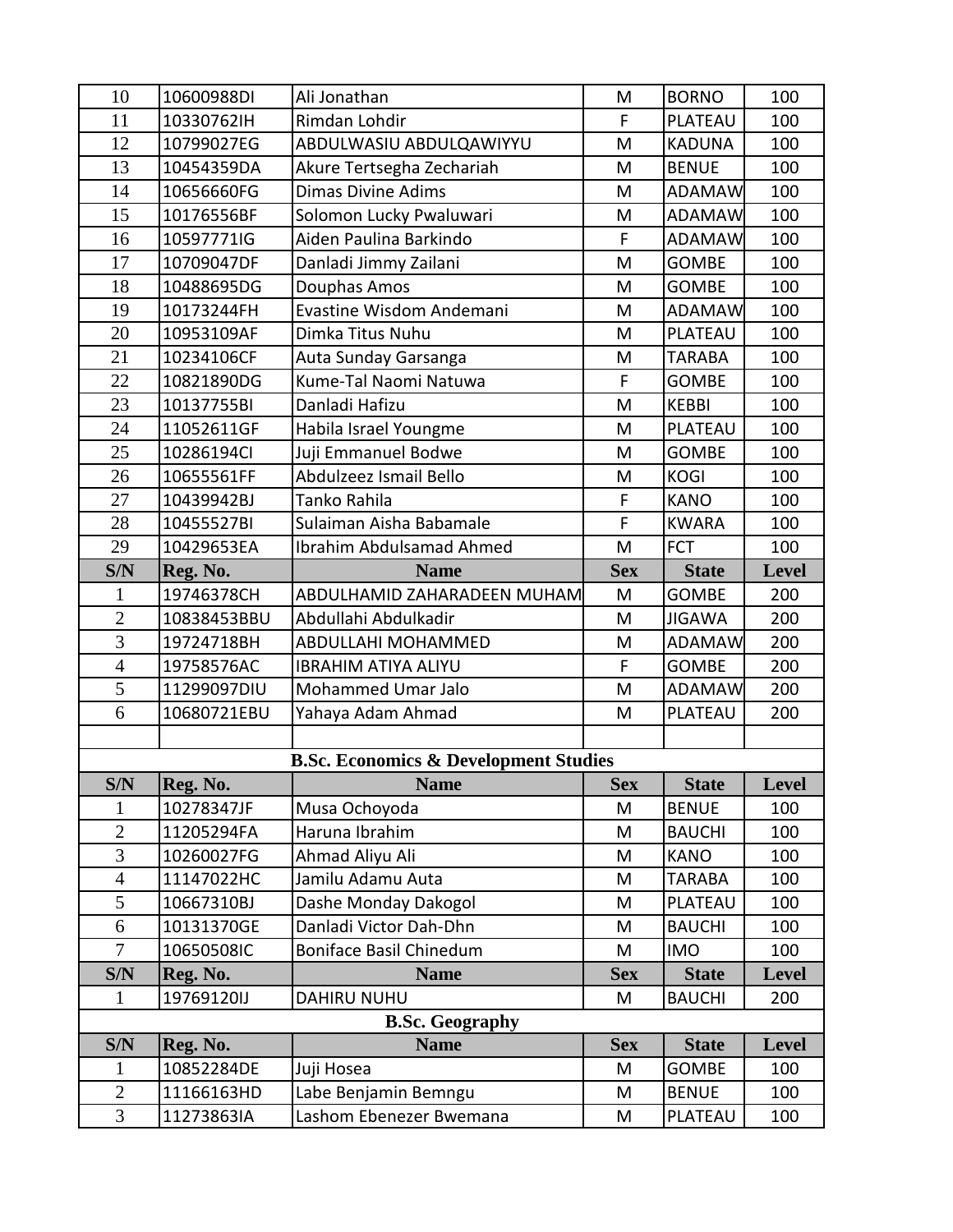| S/N | Reg. No. | Name | Sex | State | Level |
|---|---|---|---|---|---|
| 10 | 10600988DI | Ali Jonathan | M | BORNO | 100 |
| 11 | 10330762IH | Rimdan Lohdir | F | PLATEAU | 100 |
| 12 | 10799027EG | ABDULWASIU ABDULQAWIYYU | M | KADUNA | 100 |
| 13 | 10454359DA | Akure Tertsegha Zechariah | M | BENUE | 100 |
| 14 | 10656660FG | Dimas Divine Adims | M | ADAMAW | 100 |
| 15 | 10176556BF | Solomon Lucky Pwaluwari | M | ADAMAW | 100 |
| 16 | 10597771IG | Aiden Paulina Barkindo | F | ADAMAW | 100 |
| 17 | 10709047DF | Danladi Jimmy Zailani | M | GOMBE | 100 |
| 18 | 10488695DG | Douphas Amos | M | GOMBE | 100 |
| 19 | 10173244FH | Evastine Wisdom Andemani | M | ADAMAW | 100 |
| 20 | 10953109AF | Dimka Titus Nuhu | M | PLATEAU | 100 |
| 21 | 10234106CF | Auta Sunday Garsanga | M | TARABA | 100 |
| 22 | 10821890DG | Kume-Tal Naomi Natuwa | F | GOMBE | 100 |
| 23 | 10137755BI | Danladi Hafizu | M | KEBBI | 100 |
| 24 | 11052611GF | Habila Israel Youngme | M | PLATEAU | 100 |
| 25 | 10286194CI | Juji Emmanuel Bodwe | M | GOMBE | 100 |
| 26 | 10655561FF | Abdulzeez Ismail Bello | M | KOGI | 100 |
| 27 | 10439942BJ | Tanko Rahila | F | KANO | 100 |
| 28 | 10455527BI | Sulaiman Aisha Babamale | F | KWARA | 100 |
| 29 | 10429653EA | Ibrahim Abdulsamad Ahmed | M | FCT | 100 |

| S/N | Reg. No. | Name | Sex | State | Level |
|---|---|---|---|---|---|
| 1 | 19746378CH | ABDULHAMID ZAHARADEEN MUHAM | M | GOMBE | 200 |
| 2 | 10838453BBU | Abdullahi Abdulkadir | M | JIGAWA | 200 |
| 3 | 19724718BH | ABDULLAHI MOHAMMED | M | ADAMAW | 200 |
| 4 | 19758576AC | IBRAHIM ATIYA ALIYU | F | GOMBE | 200 |
| 5 | 11299097DIU | Mohammed Umar Jalo | M | ADAMAW | 200 |
| 6 | 10680721EBU | Yahaya Adam Ahmad | M | PLATEAU | 200 |

**B.Sc. Economics & Development Studies**

| S/N | Reg. No. | Name | Sex | State | Level |
|---|---|---|---|---|---|
| 1 | 10278347JF | Musa Ochoyoda | M | BENUE | 100 |
| 2 | 11205294FA | Haruna Ibrahim | M | BAUCHI | 100 |
| 3 | 10260027FG | Ahmad Aliyu Ali | M | KANO | 100 |
| 4 | 11147022HC | Jamilu Adamu Auta | M | TARABA | 100 |
| 5 | 10667310BJ | Dashe Monday Dakogol | M | PLATEAU | 100 |
| 6 | 10131370GE | Danladi Victor Dah-Dhn | M | BAUCHI | 100 |
| 7 | 10650508IC | Boniface Basil Chinedum | M | IMO | 100 |

| S/N | Reg. No. | Name | Sex | State | Level |
|---|---|---|---|---|---|
| 1 | 19769120IJ | DAHIRU NUHU | M | BAUCHI | 200 |

**B.Sc. Geography**

| S/N | Reg. No. | Name | Sex | State | Level |
|---|---|---|---|---|---|
| 1 | 10852284DE | Juji Hosea | M | GOMBE | 100 |
| 2 | 11166163HD | Labe Benjamin Bemngu | M | BENUE | 100 |
| 3 | 11273863IA | Lashom Ebenezer Bwemana | M | PLATEAU | 100 |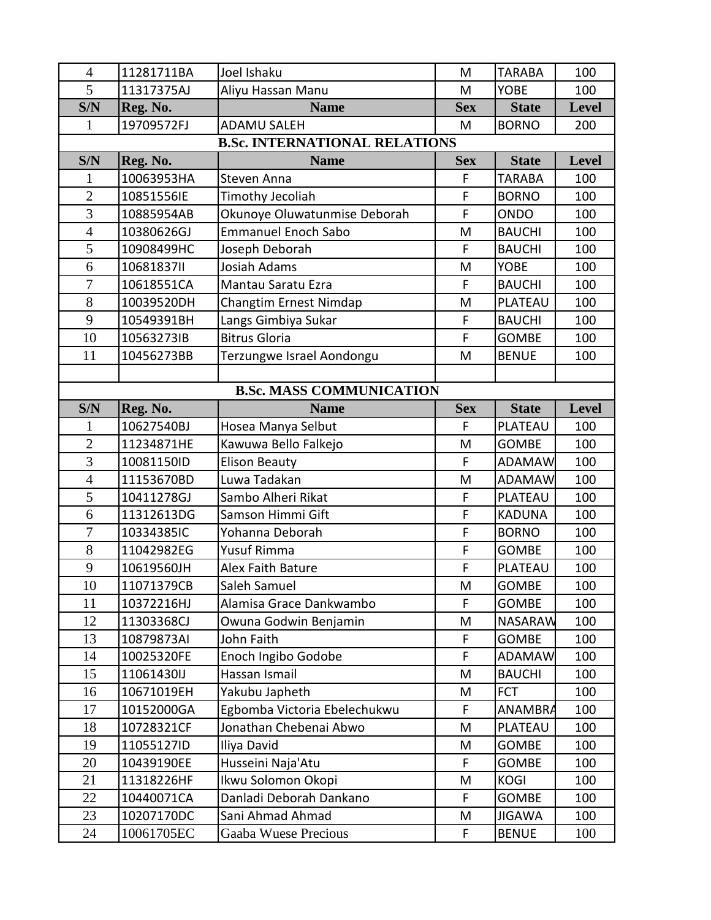| S/N | Reg. No. | Name | Sex | State | Level |
|---|---|---|---|---|---|
| 4 | 11281711BA | Joel Ishaku | M | TARABA | 100 |
| 5 | 11317375AJ | Aliyu Hassan Manu | M | YOBE | 100 |

| S/N | Reg. No. | Name | Sex | State | Level |
|---|---|---|---|---|---|
| 1 | 19709572FJ | ADAMU SALEH | M | BORNO | 200 |

## B.Sc. INTERNATIONAL RELATIONS

| S/N | Reg. No. | Name | Sex | State | Level |
|---|---|---|---|---|---|
| 1 | 10063953HA | Steven Anna | F | TARABA | 100 |
| 2 | 10851556IE | Timothy Jecoliah | F | BORNO | 100 |
| 3 | 10885954AB | Okunoye Oluwatunmise Deborah | F | ONDO | 100 |
| 4 | 10380626GJ | Emmanuel Enoch Sabo | M | BAUCHI | 100 |
| 5 | 10908499HC | Joseph Deborah | F | BAUCHI | 100 |
| 6 | 10681837II | Josiah Adams | M | YOBE | 100 |
| 7 | 10618551CA | Mantau Saratu Ezra | F | BAUCHI | 100 |
| 8 | 10039520DH | Changtim Ernest Nimdap | M | PLATEAU | 100 |
| 9 | 10549391BH | Langs Gimbiya Sukar | F | BAUCHI | 100 |
| 10 | 10563273IB | Bitrus Gloria | F | GOMBE | 100 |
| 11 | 10456273BB | Terzungwe Israel Aondongu | M | BENUE | 100 |

## B.Sc. MASS COMMUNICATION

| S/N | Reg. No. | Name | Sex | State | Level |
|---|---|---|---|---|---|
| 1 | 10627540BJ | Hosea Manya Selbut | F | PLATEAU | 100 |
| 2 | 11234871HE | Kawuwa Bello Falkejo | M | GOMBE | 100 |
| 3 | 10081150ID | Elison Beauty | F | ADAMAW | 100 |
| 4 | 11153670BD | Luwa Tadakan | M | ADAMAW | 100 |
| 5 | 10411278GJ | Sambo Alheri Rikat | F | PLATEAU | 100 |
| 6 | 11312613DG | Samson Himmi Gift | F | KADUNA | 100 |
| 7 | 10334385IC | Yohanna Deborah | F | BORNO | 100 |
| 8 | 11042982EG | Yusuf Rimma | F | GOMBE | 100 |
| 9 | 10619560JH | Alex Faith Bature | F | PLATEAU | 100 |
| 10 | 11071379CB | Saleh Samuel | M | GOMBE | 100 |
| 11 | 10372216HJ | Alamisa Grace Dankwambo | F | GOMBE | 100 |
| 12 | 11303368CJ | Owuna Godwin Benjamin | M | NASARAW | 100 |
| 13 | 10879873AI | John Faith | F | GOMBE | 100 |
| 14 | 10025320FE | Enoch Ingibo Godobe | F | ADAMAW | 100 |
| 15 | 11061430IJ | Hassan Ismail | M | BAUCHI | 100 |
| 16 | 10671019EH | Yakubu Japheth | M | FCT | 100 |
| 17 | 10152000GA | Egbomba Victoria Ebelechukwu | F | ANAMBRA | 100 |
| 18 | 10728321CF | Jonathan Chebenai Abwo | M | PLATEAU | 100 |
| 19 | 11055127ID | Iliya David | M | GOMBE | 100 |
| 20 | 10439190EE | Husseini Naja'Atu | F | GOMBE | 100 |
| 21 | 11318226HF | Ikwu Solomon Okopi | M | KOGI | 100 |
| 22 | 10440071CA | Danladi Deborah Dankano | F | GOMBE | 100 |
| 23 | 10207170DC | Sani Ahmad Ahmad | M | JIGAWA | 100 |
| 24 | 10061705EC | Gaaba Wuese Precious | F | BENUE | 100 |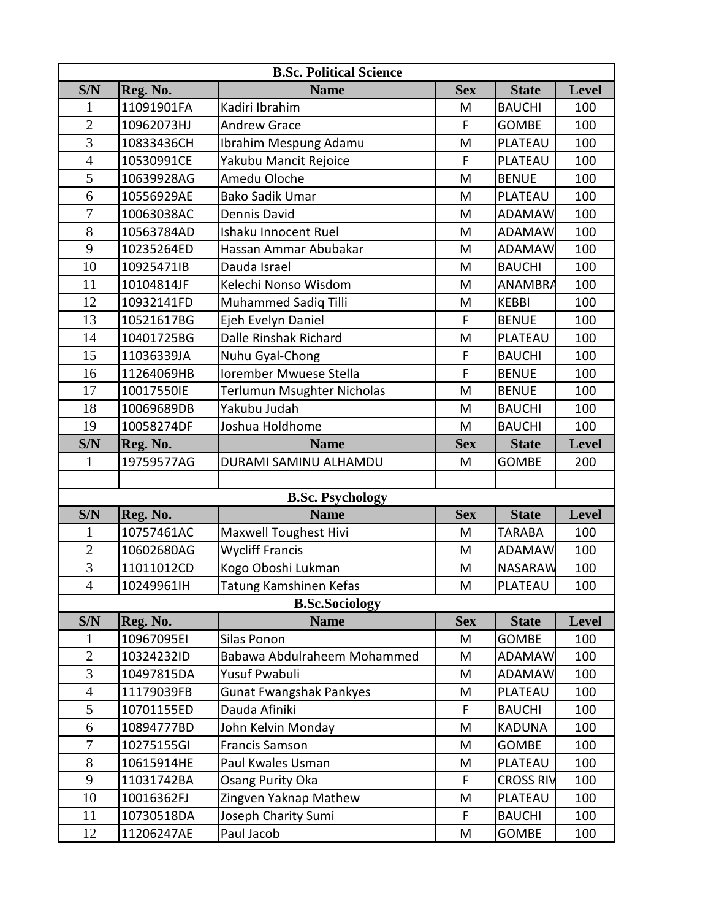| B.Sc. Political Science | | | | | |
|---|---|---|---|---|---|
| S/N | Reg. No. | Name | Sex | State | Level |
| 1 | 11091901FA | Kadiri Ibrahim | M | BAUCHI | 100 |
| 2 | 10962073HJ | Andrew Grace | F | GOMBE | 100 |
| 3 | 10833436CH | Ibrahim Mespung Adamu | M | PLATEAU | 100 |
| 4 | 10530991CE | Yakubu Mancit Rejoice | F | PLATEAU | 100 |
| 5 | 10639928AG | Amedu Oloche | M | BENUE | 100 |
| 6 | 10556929AE | Bako Sadik Umar | M | PLATEAU | 100 |
| 7 | 10063038AC | Dennis David | M | ADAMAW | 100 |
| 8 | 10563784AD | Ishaku Innocent Ruel | M | ADAMAW | 100 |
| 9 | 10235264ED | Hassan Ammar Abubakar | M | ADAMAW | 100 |
| 10 | 10925471IB | Dauda Israel | M | BAUCHI | 100 |
| 11 | 10104814JF | Kelechi Nonso Wisdom | M | ANAMBRA | 100 |
| 12 | 10932141FD | Muhammed Sadiq Tilli | M | KEBBI | 100 |
| 13 | 10521617BG | Ejeh Evelyn Daniel | F | BENUE | 100 |
| 14 | 10401725BG | Dalle Rinshak Richard | M | PLATEAU | 100 |
| 15 | 11036339JA | Nuhu Gyal-Chong | F | BAUCHI | 100 |
| 16 | 11264069HB | Iorember Mwuese Stella | F | BENUE | 100 |
| 17 | 10017550IE | Terlumun Msughter Nicholas | M | BENUE | 100 |
| 18 | 10069689DB | Yakubu Judah | M | BAUCHI | 100 |
| 19 | 10058274DF | Joshua Holdhome | M | BAUCHI | 100 |
| S/N | Reg. No. | Name | Sex | State | Level |
| 1 | 19759577AG | DURAMI SAMINU ALHAMDU | M | GOMBE | 200 |
| | | | | | |

| B.Sc. Psychology | | | | | |
|---|---|---|---|---|---|
| S/N | Reg. No. | Name | Sex | State | Level |
| 1 | 10757461AC | Maxwell Toughest Hivi | M | TARABA | 100 |
| 2 | 10602680AG | Wycliff Francis | M | ADAMAW | 100 |
| 3 | 11011012CD | Kogo Oboshi Lukman | M | NASARAW | 100 |
| 4 | 10249961IH | Tatung Kamshinen Kefas | M | PLATEAU | 100 |

| B.Sc.Sociology | | | | | |
|---|---|---|---|---|---|
| S/N | Reg. No. | Name | Sex | State | Level |
| 1 | 10967095EI | Silas Ponon | M | GOMBE | 100 |
| 2 | 10324232ID | Babawa Abdulraheem Mohammed | M | ADAMAW | 100 |
| 3 | 10497815DA | Yusuf Pwabuli | M | ADAMAW | 100 |
| 4 | 11179039FB | Gunat Fwangshak Pankyes | M | PLATEAU | 100 |
| 5 | 10701155ED | Dauda Afiniki | F | BAUCHI | 100 |
| 6 | 10894777BD | John Kelvin Monday | M | KADUNA | 100 |
| 7 | 10275155GI | Francis Samson | M | GOMBE | 100 |
| 8 | 10615914HE | Paul Kwales Usman | M | PLATEAU | 100 |
| 9 | 11031742BA | Osang Purity Oka | F | CROSS RIV | 100 |
| 10 | 10016362FJ | Zingven Yaknap Mathew | M | PLATEAU | 100 |
| 11 | 10730518DA | Joseph Charity Sumi | F | BAUCHI | 100 |
| 12 | 11206247AE | Paul Jacob | M | GOMBE | 100 |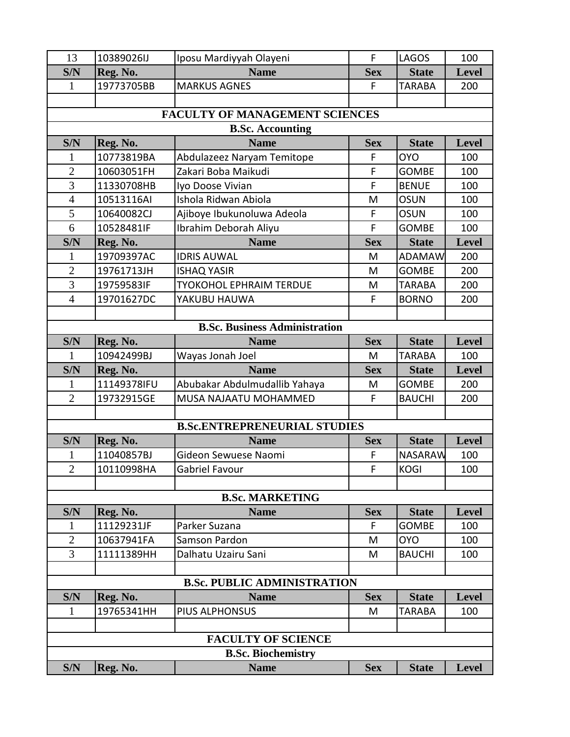| S/N | Reg. No. | Name | Sex | State | Level |
|---|---|---|---|---|---|
| 13 | 10389026IJ | Iposu Mardiyyah Olayeni | F | LAGOS | 100 |
| **S/N** | **Reg. No.** | **Name** | **Sex** | **State** | **Level** |
| 1 | 19773705BB | MARKUS AGNES | F | TARABA | 200 |

## FACULTY OF MANAGEMENT SCIENCES

### B.Sc. Accounting

| S/N | Reg. No. | Name | Sex | State | Level |
|---|---|---|---|---|---|
| 1 | 10773819BA | Abdulazeez Naryam Temitope | F | OYO | 100 |
| 2 | 10603051FH | Zakari Boba Maikudi | F | GOMBE | 100 |
| 3 | 11330708HB | Iyo Doose Vivian | F | BENUE | 100 |
| 4 | 10513116AI | Ishola Ridwan Abiola | M | OSUN | 100 |
| 5 | 10640082CJ | Ajiboye Ibukunoluwa Adeola | F | OSUN | 100 |
| 6 | 10528481IF | Ibrahim Deborah Aliyu | F | GOMBE | 100 |
| **S/N** | **Reg. No.** | **Name** | **Sex** | **State** | **Level** |
| 1 | 19709397AC | IDRIS AUWAL | M | ADAMAW | 200 |
| 2 | 19761713JH | ISHAQ YASIR | M | GOMBE | 200 |
| 3 | 19759583IF | TYOKOHOL EPHRAIM TERDUE | M | TARABA | 200 |
| 4 | 19701627DC | YAKUBU HAUWA | F | BORNO | 200 |

### B.Sc. Business Administration

| S/N | Reg. No. | Name | Sex | State | Level |
|---|---|---|---|---|---|
| 1 | 10942499BJ | Wayas Jonah Joel | M | TARABA | 100 |
| **S/N** | **Reg. No.** | **Name** | **Sex** | **State** | **Level** |
| 1 | 11149378IFU | Abubakar Abdulmudallib Yahaya | M | GOMBE | 200 |
| 2 | 19732915GE | MUSA NAJAATU MOHAMMED | F | BAUCHI | 200 |

### B.Sc.ENTREPRENEURIAL STUDIES

| S/N | Reg. No. | Name | Sex | State | Level |
|---|---|---|---|---|---|
| 1 | 11040857BJ | Gideon Sewuese Naomi | F | NASARAW | 100 |
| 2 | 10110998HA | Gabriel Favour | F | KOGI | 100 |

### B.Sc. MARKETING

| S/N | Reg. No. | Name | Sex | State | Level |
|---|---|---|---|---|---|
| 1 | 11129231JF | Parker Suzana | F | GOMBE | 100 |
| 2 | 10637941FA | Samson Pardon | M | OYO | 100 |
| 3 | 11111389HH | Dalhatu Uzairu Sani | M | BAUCHI | 100 |

### B.Sc. PUBLIC ADMINISTRATION

| S/N | Reg. No. | Name | Sex | State | Level |
|---|---|---|---|---|---|
| 1 | 19765341HH | PIUS ALPHONSUS | M | TARABA | 100 |

## FACULTY OF SCIENCE

### B.Sc. Biochemistry

| S/N | Reg. No. | Name | Sex | State | Level |
|---|---|---|---|---|---|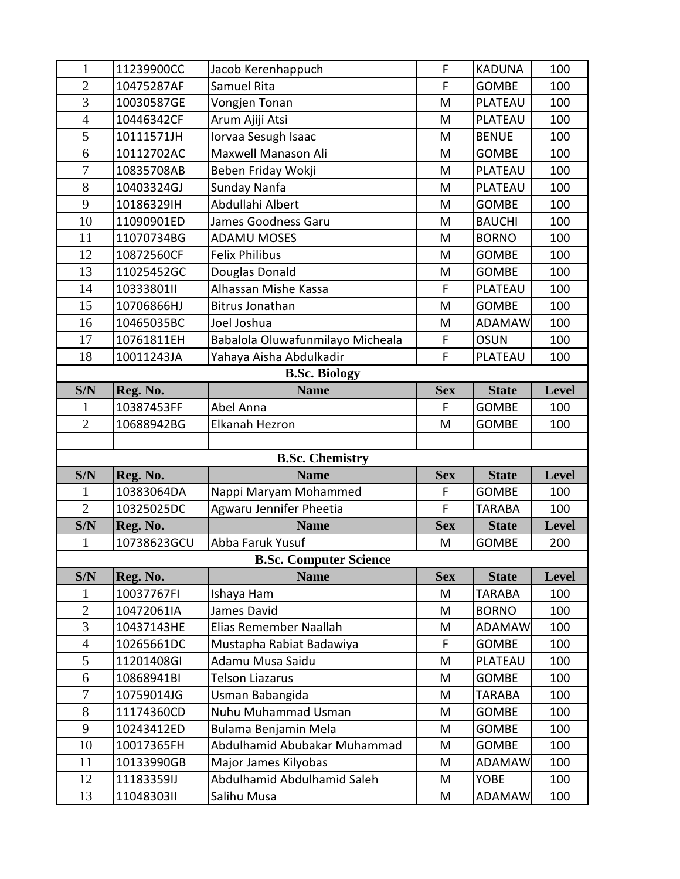| S/N | Reg. No. | Name | Sex | State | Level |
|---|---|---|---|---|---|
| 1 | 11239900CC | Jacob Kerenhappuch | F | KADUNA | 100 |
| 2 | 10475287AF | Samuel Rita | F | GOMBE | 100 |
| 3 | 10030587GE | Vongjen Tonan | M | PLATEAU | 100 |
| 4 | 10446342CF | Arum Ajiji Atsi | M | PLATEAU | 100 |
| 5 | 10111571JH | Iorvaa Sesugh Isaac | M | BENUE | 100 |
| 6 | 10112702AC | Maxwell Manason Ali | M | GOMBE | 100 |
| 7 | 10835708AB | Beben Friday Wokji | M | PLATEAU | 100 |
| 8 | 10403324GJ | Sunday Nanfa | M | PLATEAU | 100 |
| 9 | 10186329IH | Abdullahi Albert | M | GOMBE | 100 |
| 10 | 11090901ED | James Goodness Garu | M | BAUCHI | 100 |
| 11 | 11070734BG | ADAMU MOSES | M | BORNO | 100 |
| 12 | 10872560CF | Felix Philibus | M | GOMBE | 100 |
| 13 | 11025452GC | Douglas Donald | M | GOMBE | 100 |
| 14 | 10333801II | Alhassan Mishe Kassa | F | PLATEAU | 100 |
| 15 | 10706866HJ | Bitrus Jonathan | M | GOMBE | 100 |
| 16 | 10465035BC | Joel Joshua | M | ADAMAW | 100 |
| 17 | 10761811EH | Babalola Oluwafunmilayo Micheala | F | OSUN | 100 |
| 18 | 10011243JA | Yahaya Aisha Abdulkadir | F | PLATEAU | 100 |

**B.Sc. Biology**

| S/N | Reg. No. | Name | Sex | State | Level |
|---|---|---|---|---|---|
| 1 | 10387453FF | Abel Anna | F | GOMBE | 100 |
| 2 | 10688942BG | Elkanah Hezron | M | GOMBE | 100 |
| | | | | | |

**B.Sc. Chemistry**

| S/N | Reg. No. | Name | Sex | State | Level |
|---|---|---|---|---|---|
| 1 | 10383064DA | Nappi Maryam Mohammed | F | GOMBE | 100 |
| 2 | 10325025DC | Agwaru Jennifer Pheetia | F | TARABA | 100 |
| **S/N** | **Reg. No.** | **Name** | **Sex** | **State** | **Level** |
| 1 | 10738623GCU | Abba Faruk Yusuf | M | GOMBE | 200 |

**B.Sc. Computer Science**

| S/N | Reg. No. | Name | Sex | State | Level |
|---|---|---|---|---|---|
| 1 | 10037767FI | Ishaya Ham | M | TARABA | 100 |
| 2 | 10472061IA | James David | M | BORNO | 100 |
| 3 | 10437143HE | Elias Remember Naallah | M | ADAMAW | 100 |
| 4 | 10265661DC | Mustapha Rabiat Badawiya | F | GOMBE | 100 |
| 5 | 11201408GI | Adamu Musa Saidu | M | PLATEAU | 100 |
| 6 | 10868941BI | Telson Liazarus | M | GOMBE | 100 |
| 7 | 10759014JG | Usman Babangida | M | TARABA | 100 |
| 8 | 11174360CD | Nuhu Muhammad Usman | M | GOMBE | 100 |
| 9 | 10243412ED | Bulama Benjamin Mela | M | GOMBE | 100 |
| 10 | 10017365FH | Abdulhamid Abubakar Muhammad | M | GOMBE | 100 |
| 11 | 10133990GB | Major James Kilyobas | M | ADAMAW | 100 |
| 12 | 11183359IJ | Abdulhamid Abdulhamid Saleh | M | YOBE | 100 |
| 13 | 11048303II | Salihu Musa | M | ADAMAW | 100 |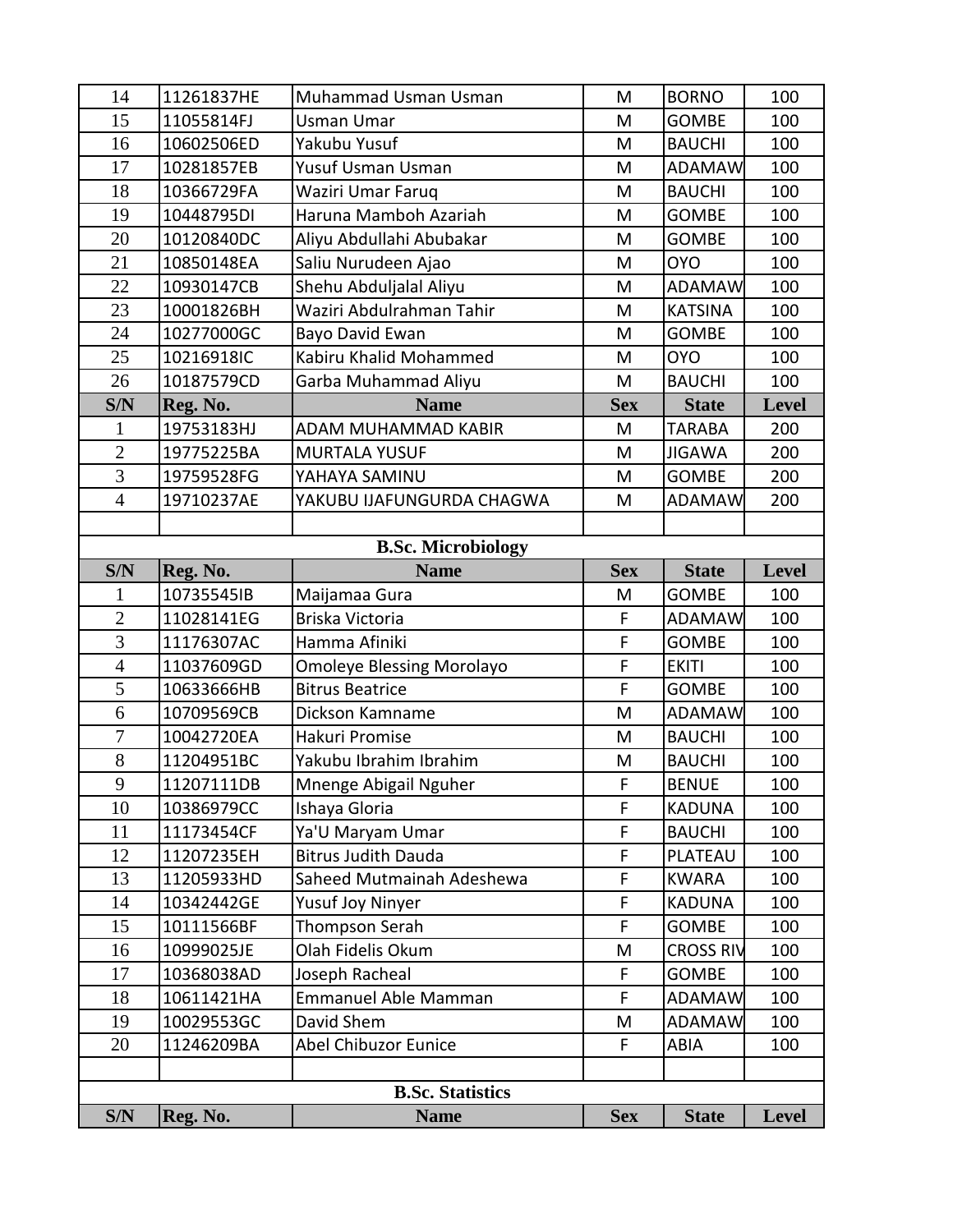| S/N | Reg. No. | Name | Sex | State | Level |
|---|---|---|---|---|---|
| 14 | 11261837HE | Muhammad Usman Usman | M | BORNO | 100 |
| 15 | 11055814FJ | Usman Umar | M | GOMBE | 100 |
| 16 | 10602506ED | Yakubu Yusuf | M | BAUCHI | 100 |
| 17 | 10281857EB | Yusuf Usman Usman | M | ADAMAW | 100 |
| 18 | 10366729FA | Waziri Umar Faruq | M | BAUCHI | 100 |
| 19 | 10448795DI | Haruna Mamboh Azariah | M | GOMBE | 100 |
| 20 | 10120840DC | Aliyu Abdullahi Abubakar | M | GOMBE | 100 |
| 21 | 10850148EA | Saliu Nurudeen Ajao | M | OYO | 100 |
| 22 | 10930147CB | Shehu Abduljalal Aliyu | M | ADAMAW | 100 |
| 23 | 10001826BH | Waziri Abdulrahman Tahir | M | KATSINA | 100 |
| 24 | 10277000GC | Bayo David Ewan | M | GOMBE | 100 |
| 25 | 10216918IC | Kabiru Khalid Mohammed | M | OYO | 100 |
| 26 | 10187579CD | Garba Muhammad Aliyu | M | BAUCHI | 100 |

| S/N | Reg. No. | Name | Sex | State | Level |
|---|---|---|---|---|---|
| 1 | 19753183HJ | ADAM MUHAMMAD KABIR | M | TARABA | 200 |
| 2 | 19775225BA | MURTALA YUSUF | M | JIGAWA | 200 |
| 3 | 19759528FG | YAHAYA SAMINU | M | GOMBE | 200 |
| 4 | 19710237AE | YAKUBU IJAFUNGURDA CHAGWA | M | ADAMAW | 200 |

## B.Sc. Microbiology

| S/N | Reg. No. | Name | Sex | State | Level |
|---|---|---|---|---|---|
| 1 | 10735545IB | Maijamaa Gura | M | GOMBE | 100 |
| 2 | 11028141EG | Briska Victoria | F | ADAMAW | 100 |
| 3 | 11176307AC | Hamma Afiniki | F | GOMBE | 100 |
| 4 | 11037609GD | Omoleye Blessing Morolayo | F | EKITI | 100 |
| 5 | 10633666HB | Bitrus Beatrice | F | GOMBE | 100 |
| 6 | 10709569CB | Dickson Kamname | M | ADAMAW | 100 |
| 7 | 10042720EA | Hakuri Promise | M | BAUCHI | 100 |
| 8 | 11204951BC | Yakubu Ibrahim Ibrahim | M | BAUCHI | 100 |
| 9 | 11207111DB | Mnenge Abigail Nguher | F | BENUE | 100 |
| 10 | 10386979CC | Ishaya Gloria | F | KADUNA | 100 |
| 11 | 11173454CF | Ya'U Maryam Umar | F | BAUCHI | 100 |
| 12 | 11207235EH | Bitrus Judith Dauda | F | PLATEAU | 100 |
| 13 | 11205933HD | Saheed Mutmainah Adeshewa | F | KWARA | 100 |
| 14 | 10342442GE | Yusuf Joy Ninyer | F | KADUNA | 100 |
| 15 | 10111566BF | Thompson Serah | F | GOMBE | 100 |
| 16 | 10999025JE | Olah Fidelis Okum | M | CROSS RIV | 100 |
| 17 | 10368038AD | Joseph Racheal | F | GOMBE | 100 |
| 18 | 10611421HA | Emmanuel Able Mamman | F | ADAMAW | 100 |
| 19 | 10029553GC | David Shem | M | ADAMAW | 100 |
| 20 | 11246209BA | Abel Chibuzor Eunice | F | ABIA | 100 |

## B.Sc. Statistics

| S/N | Reg. No. | Name | Sex | State | Level |
|---|---|---|---|---|---|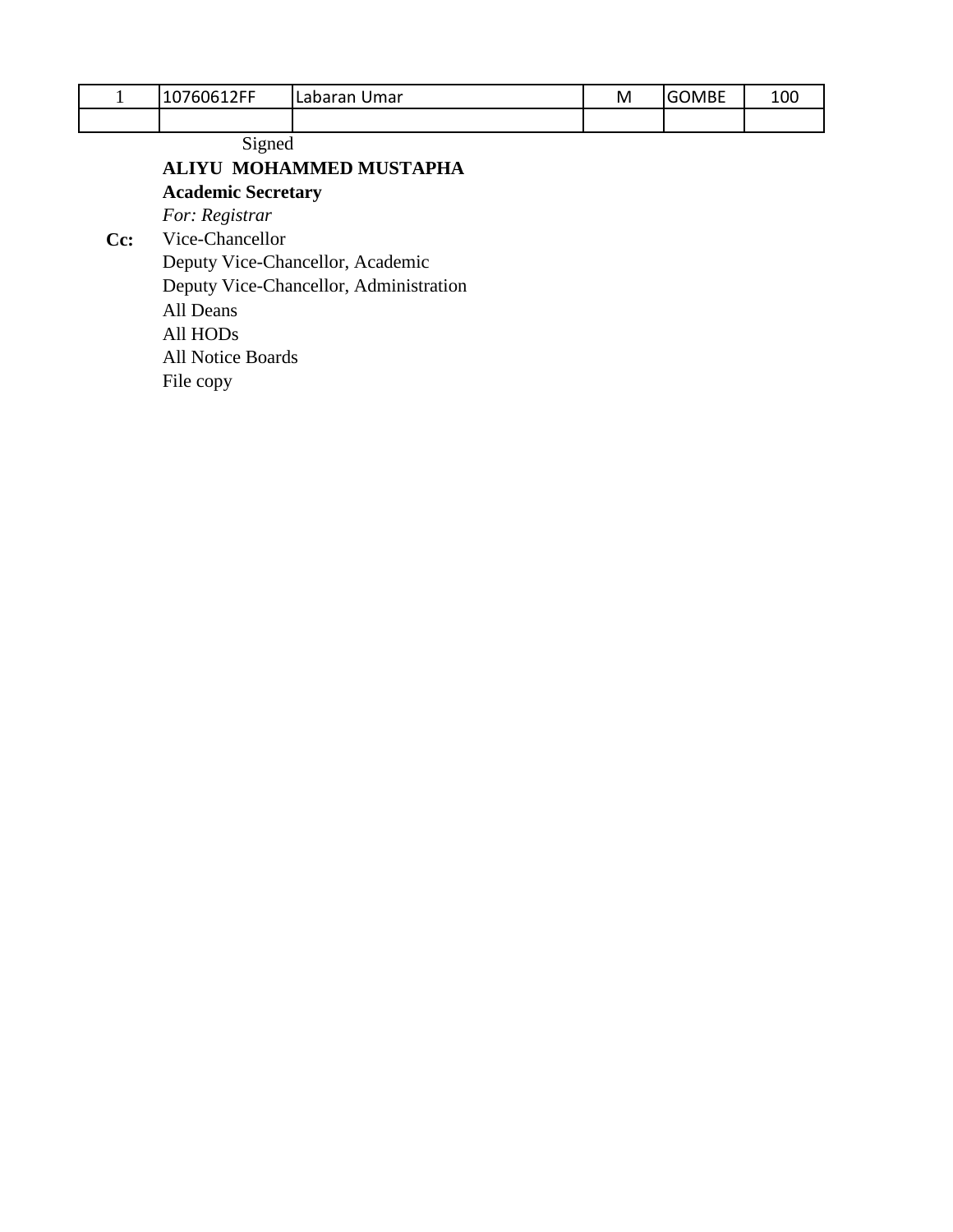| | | | | | |
|---|---|---|---|---|---|
| 1 | 10760612FF | Labaran Umar | M | GOMBE | 100 |
| | | | | | |

Signed

**ALIYU MOHAMMED MUSTAPHA**

**Academic Secretary**

*For: Registrar*

**Cc:** Vice-Chancellor

Deputy Vice-Chancellor, Academic

Deputy Vice-Chancellor, Administration

All Deans

All HODs

All Notice Boards

File copy